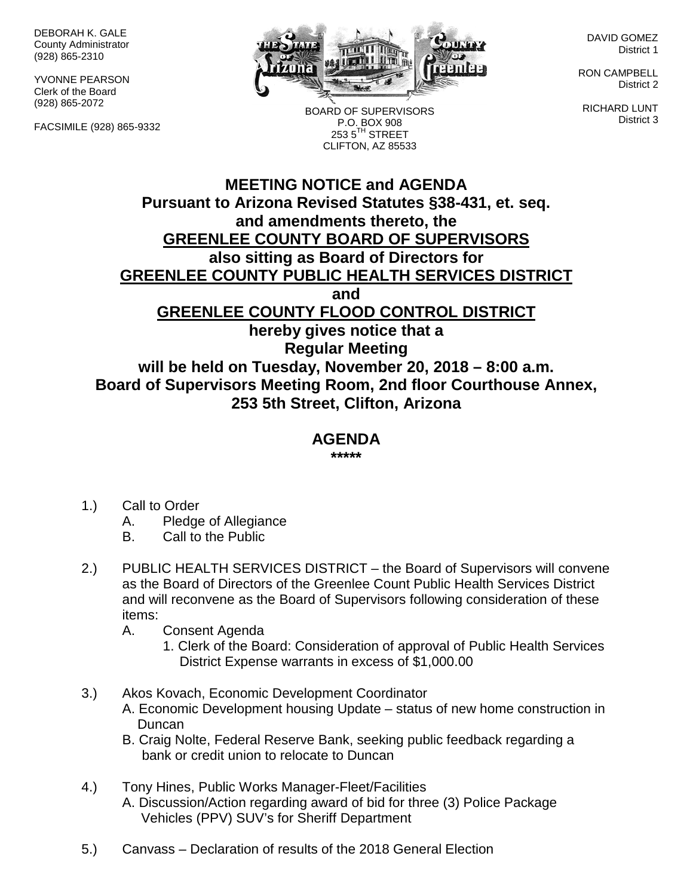DEBORAH K. GALE
County Administrator
(928) 865-2310

YVONNE PEARSON
Clerk of the Board
(928) 865-2072

FACSIMILE (928) 865-9332

BOARD OF SUPERVISORS
P.O. BOX 908
253 5TH STREET
CLIFTON, AZ 85533

DAVID GOMEZ
District 1

RON CAMPBELL
District 2

RICHARD LUNT
District 3

**MEETING NOTICE and AGENDA**
**Pursuant to Arizona Revised Statutes §38-431, et. seq.**
**and amendments thereto, the**
**GREENLEE COUNTY BOARD OF SUPERVISORS**
**also sitting as Board of Directors for**
**GREENLEE COUNTY PUBLIC HEALTH SERVICES DISTRICT**
**and**
**GREENLEE COUNTY FLOOD CONTROL DISTRICT**
**hereby gives notice that a**
**Regular Meeting**
**will be held on Tuesday, November 20, 2018 – 8:00 a.m.**
**Board of Supervisors Meeting Room, 2nd floor Courthouse Annex,**
**253 5th Street, Clifton, Arizona**

## AGENDA

**\*\*\*\*\***

1.) Call to Order
   - A. Pledge of Allegiance
   - B. Call to the Public

2.) PUBLIC HEALTH SERVICES DISTRICT – the Board of Supervisors will convene as the Board of Directors of the Greenlee Count Public Health Services District and will reconvene as the Board of Supervisors following consideration of these items:
   - A. Consent Agenda
      1. Clerk of the Board: Consideration of approval of Public Health Services District Expense warrants in excess of $1,000.00

3.) Akos Kovach, Economic Development Coordinator
   - A. Economic Development housing Update – status of new home construction in Duncan
   - B. Craig Nolte, Federal Reserve Bank, seeking public feedback regarding a bank or credit union to relocate to Duncan

4.) Tony Hines, Public Works Manager-Fleet/Facilities
   - A. Discussion/Action regarding award of bid for three (3) Police Package Vehicles (PPV) SUV's for Sheriff Department

5.) Canvass – Declaration of results of the 2018 General Election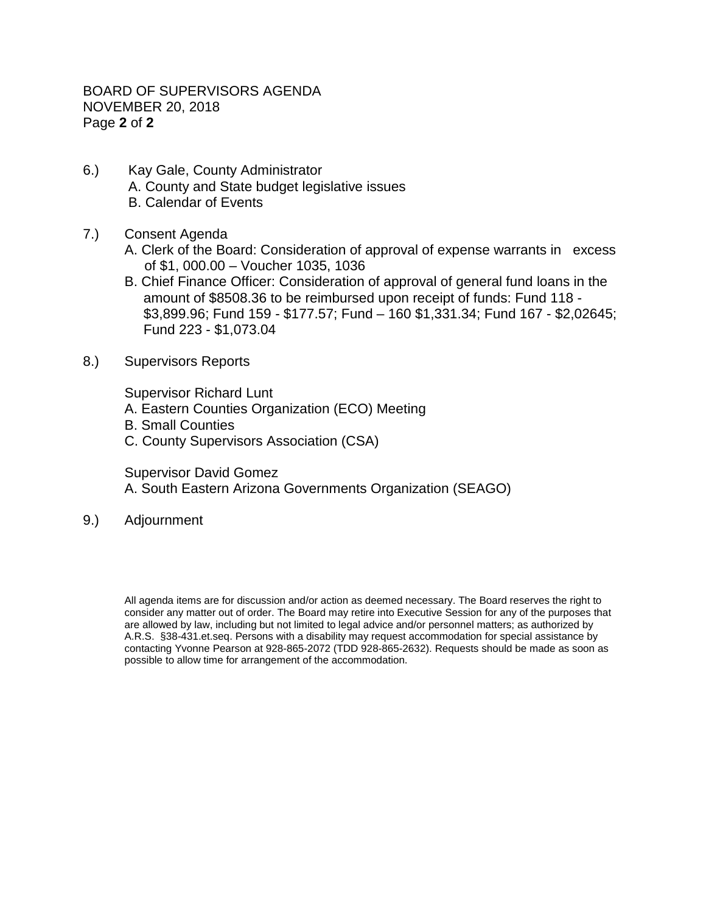6.) Kay Gale, County Administrator
   A. County and State budget legislative issues
   B. Calendar of Events

7.) Consent Agenda
   A. Clerk of the Board: Consideration of approval of expense warrants in excess of $1, 000.00 – Voucher 1035, 1036
   B. Chief Finance Officer: Consideration of approval of general fund loans in the amount of $8508.36 to be reimbursed upon receipt of funds: Fund 118 - $3,899.96; Fund 159 - $177.57; Fund – 160 $1,331.34; Fund 167 - $2,02645; Fund 223 - $1,073.04

8.) Supervisors Reports

   Supervisor Richard Lunt
   A. Eastern Counties Organization (ECO) Meeting
   B. Small Counties
   C. County Supervisors Association (CSA)

   Supervisor David Gomez
   A. South Eastern Arizona Governments Organization (SEAGO)

9.) Adjournment

All agenda items are for discussion and/or action as deemed necessary. The Board reserves the right to consider any matter out of order. The Board may retire into Executive Session for any of the purposes that are allowed by law, including but not limited to legal advice and/or personnel matters; as authorized by A.R.S. §38-431.et.seq. Persons with a disability may request accommodation for special assistance by contacting Yvonne Pearson at 928-865-2072 (TDD 928-865-2632). Requests should be made as soon as possible to allow time for arrangement of the accommodation.